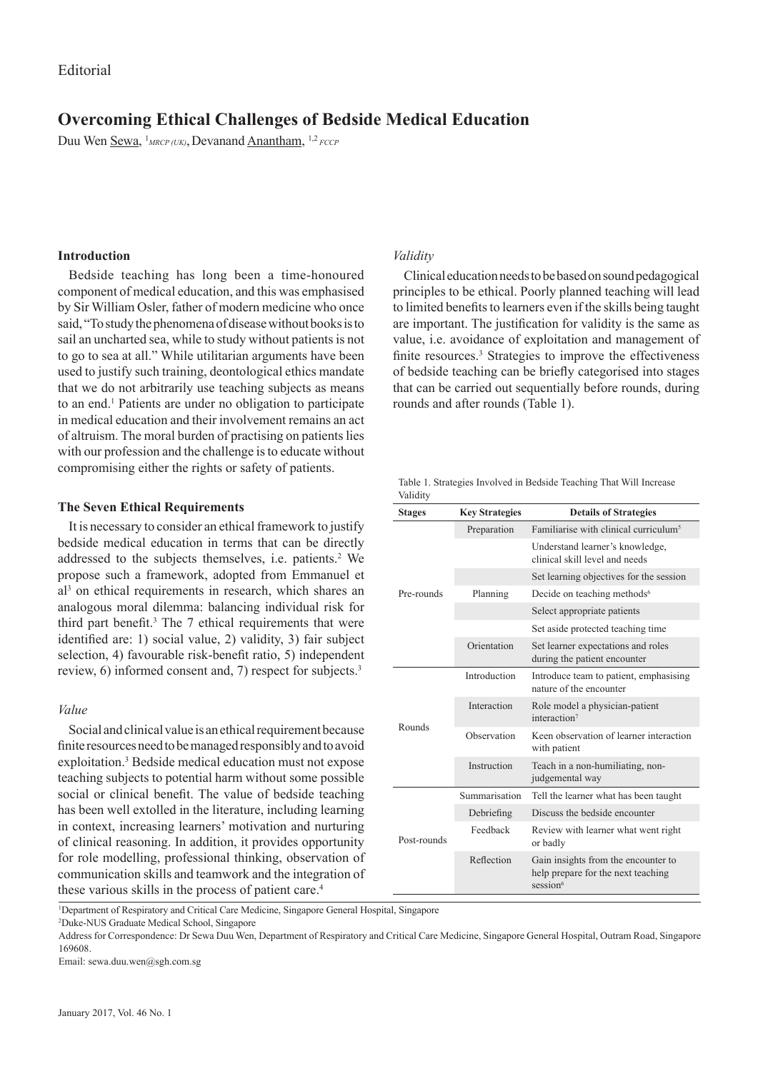Editorial

# Overcoming Ethical Challenges of Bedside Medical Education

Duu Wen Sewa, [1] *MRCP (UK)*, Devanand Anantham, [1,2] *FCCP*

## Introduction

Bedside teaching has long been a time-honoured component of medical education, and this was emphasised by Sir William Osler, father of modern medicine who once said, "To study the phenomena of disease without books is to sail an uncharted sea, while to study without patients is not to go to sea at all." While utilitarian arguments have been used to justify such training, deontological ethics mandate that we do not arbitrarily use teaching subjects as means to an end.[1] Patients are under no obligation to participate in medical education and their involvement remains an act of altruism. The moral burden of practising on patients lies with our profession and the challenge is to educate without compromising either the rights or safety of patients.

## The Seven Ethical Requirements

It is necessary to consider an ethical framework to justify bedside medical education in terms that can be directly addressed to the subjects themselves, i.e. patients.[2] We propose such a framework, adopted from Emmanuel et al[3] on ethical requirements in research, which shares an analogous moral dilemma: balancing individual risk for third part benefit.[3] The 7 ethical requirements that were identified are: 1) social value, 2) validity, 3) fair subject selection, 4) favourable risk-benefit ratio, 5) independent review, 6) informed consent and, 7) respect for subjects.[3]

### *Value*

Social and clinical value is an ethical requirement because finite resources need to be managed responsibly and to avoid exploitation.[3] Bedside medical education must not expose teaching subjects to potential harm without some possible social or clinical benefit. The value of bedside teaching has been well extolled in the literature, including learning in context, increasing learners' motivation and nurturing of clinical reasoning. In addition, it provides opportunity for role modelling, professional thinking, observation of communication skills and teamwork and the integration of these various skills in the process of patient care.[4]

### *Validity*

Clinical education needs to be based on sound pedagogical principles to be ethical. Poorly planned teaching will lead to limited benefits to learners even if the skills being taught are important. The justification for validity is the same as value, i.e. avoidance of exploitation and management of finite resources.[3] Strategies to improve the effectiveness of bedside teaching can be briefly categorised into stages that can be carried out sequentially before rounds, during rounds and after rounds (Table 1).

Table 1. Strategies Involved in Bedside Teaching That Will Increase Validity

| Stages | Key Strategies | Details of Strategies |
|---|---|---|
| Pre-rounds | Preparation | Familiarise with clinical curriculum[5] |
| | | Understand learner's knowledge, clinical skill level and needs |
| | | Set learning objectives for the session |
| | Planning | Decide on teaching methods[6] |
| | | Select appropriate patients |
| | | Set aside protected teaching time |
| | Orientation | Set learner expectations and roles during the patient encounter |
| Rounds | Introduction | Introduce team to patient, emphasising nature of the encounter |
| | Interaction | Role model a physician-patient interaction[7] |
| | Observation | Keen observation of learner interaction with patient |
| | Instruction | Teach in a non-humiliating, non-judgemental way |
| Post-rounds | Summarisation | Tell the learner what has been taught |
| | Debriefing | Discuss the bedside encounter |
| | Feedback | Review with learner what went right or badly |
| | Reflection | Gain insights from the encounter to help prepare for the next teaching session[6] |

[1]Department of Respiratory and Critical Care Medicine, Singapore General Hospital, Singapore

[2]Duke-NUS Graduate Medical School, Singapore

Address for Correspondence: Dr Sewa Duu Wen, Department of Respiratory and Critical Care Medicine, Singapore General Hospital, Outram Road, Singapore 169608.

Email: sewa.duu.wen@sgh.com.sg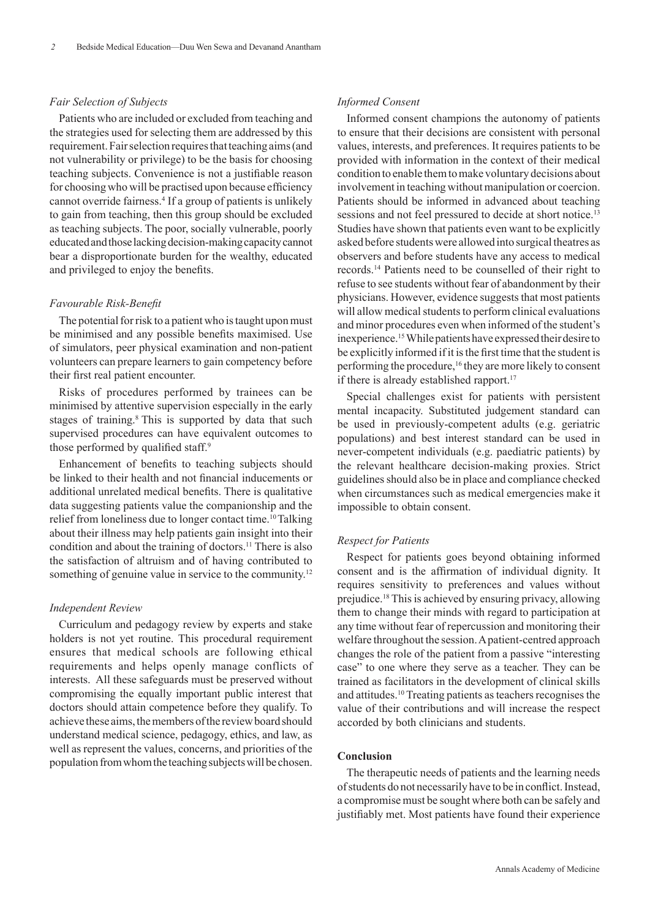### *Fair Selection of Subjects*

Patients who are included or excluded from teaching and the strategies used for selecting them are addressed by this requirement. Fair selection requires that teaching aims (and not vulnerability or privilege) to be the basis for choosing teaching subjects. Convenience is not a justifiable reason for choosing who will be practised upon because efficiency cannot override fairness.[4] If a group of patients is unlikely to gain from teaching, then this group should be excluded as teaching subjects. The poor, socially vulnerable, poorly educated and those lacking decision-making capacity cannot bear a disproportionate burden for the wealthy, educated and privileged to enjoy the benefits.

### *Favourable Risk-Benefit*

The potential for risk to a patient who is taught upon must be minimised and any possible benefits maximised. Use of simulators, peer physical examination and non-patient volunteers can prepare learners to gain competency before their first real patient encounter.

Risks of procedures performed by trainees can be minimised by attentive supervision especially in the early stages of training.[8] This is supported by data that such supervised procedures can have equivalent outcomes to those performed by qualified staff.[9]

Enhancement of benefits to teaching subjects should be linked to their health and not financial inducements or additional unrelated medical benefits. There is qualitative data suggesting patients value the companionship and the relief from loneliness due to longer contact time.[10] Talking about their illness may help patients gain insight into their condition and about the training of doctors.[11] There is also the satisfaction of altruism and of having contributed to something of genuine value in service to the community.[12]

### *Independent Review*

Curriculum and pedagogy review by experts and stake holders is not yet routine. This procedural requirement ensures that medical schools are following ethical requirements and helps openly manage conflicts of interests. All these safeguards must be preserved without compromising the equally important public interest that doctors should attain competence before they qualify. To achieve these aims, the members of the review board should understand medical science, pedagogy, ethics, and law, as well as represent the values, concerns, and priorities of the population from whom the teaching subjects will be chosen.

### *Informed Consent*

Informed consent champions the autonomy of patients to ensure that their decisions are consistent with personal values, interests, and preferences. It requires patients to be provided with information in the context of their medical condition to enable them to make voluntary decisions about involvement in teaching without manipulation or coercion. Patients should be informed in advanced about teaching sessions and not feel pressured to decide at short notice.[13] Studies have shown that patients even want to be explicitly asked before students were allowed into surgical theatres as observers and before students have any access to medical records.[14] Patients need to be counselled of their right to refuse to see students without fear of abandonment by their physicians. However, evidence suggests that most patients will allow medical students to perform clinical evaluations and minor procedures even when informed of the student's inexperience.[15] While patients have expressed their desire to be explicitly informed if it is the first time that the student is performing the procedure,[16] they are more likely to consent if there is already established rapport.[17]

Special challenges exist for patients with persistent mental incapacity. Substituted judgement standard can be used in previously-competent adults (e.g. geriatric populations) and best interest standard can be used in never-competent individuals (e.g. paediatric patients) by the relevant healthcare decision-making proxies. Strict guidelines should also be in place and compliance checked when circumstances such as medical emergencies make it impossible to obtain consent.

### *Respect for Patients*

Respect for patients goes beyond obtaining informed consent and is the affirmation of individual dignity. It requires sensitivity to preferences and values without prejudice.[18] This is achieved by ensuring privacy, allowing them to change their minds with regard to participation at any time without fear of repercussion and monitoring their welfare throughout the session. A patient-centred approach changes the role of the patient from a passive "interesting case" to one where they serve as a teacher. They can be trained as facilitators in the development of clinical skills and attitudes.[10] Treating patients as teachers recognises the value of their contributions and will increase the respect accorded by both clinicians and students.

## **Conclusion**

The therapeutic needs of patients and the learning needs of students do not necessarily have to be in conflict. Instead, a compromise must be sought where both can be safely and justifiably met. Most patients have found their experience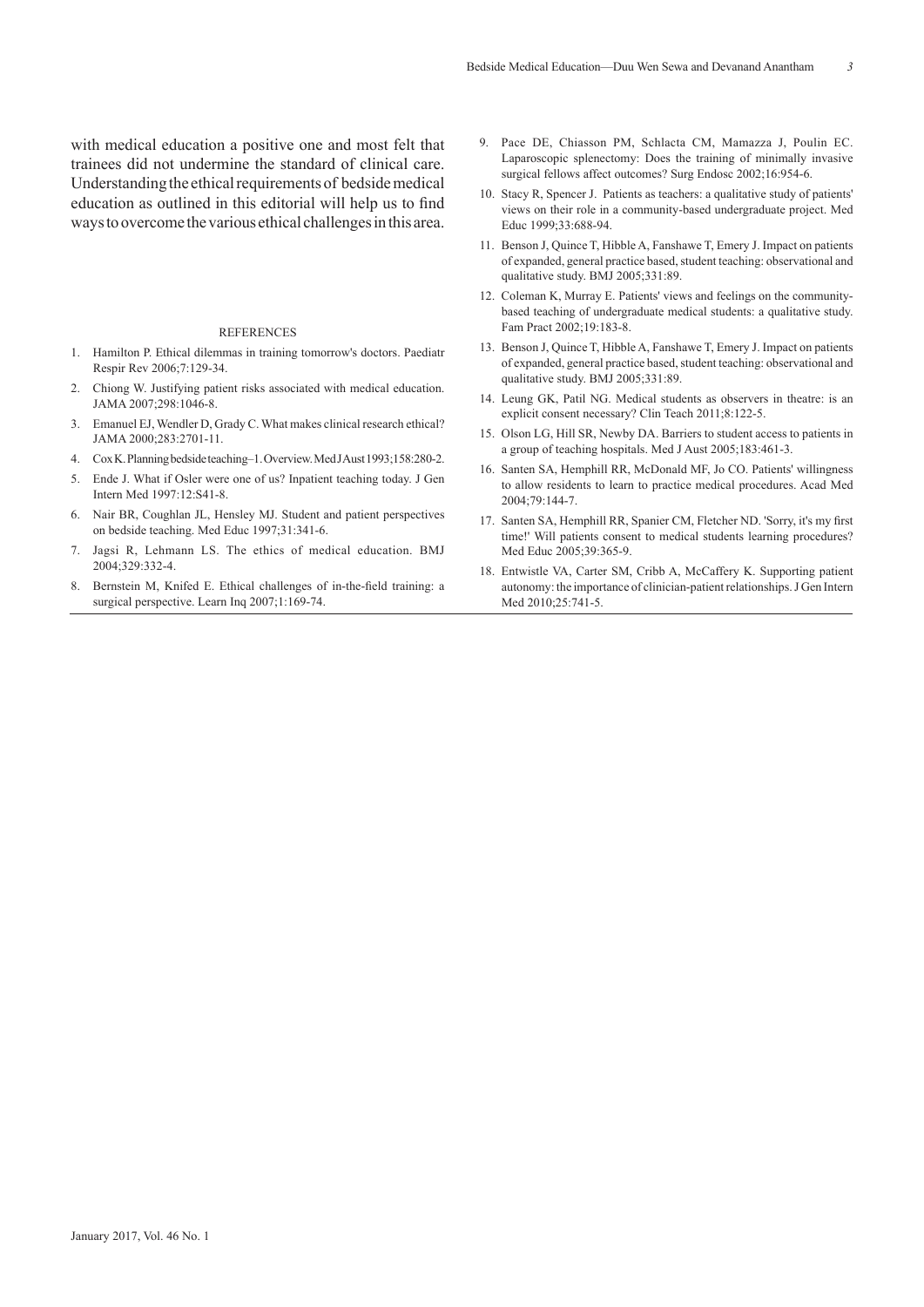with medical education a positive one and most felt that trainees did not undermine the standard of clinical care. Understanding the ethical requirements of bedside medical education as outlined in this editorial will help us to find ways to overcome the various ethical challenges in this area.

## REFERENCES

1. Hamilton P. Ethical dilemmas in training tomorrow's doctors. Paediatr Respir Rev 2006;7:129-34.
2. Chiong W. Justifying patient risks associated with medical education. JAMA 2007;298:1046-8.
3. Emanuel EJ, Wendler D, Grady C. What makes clinical research ethical? JAMA 2000;283:2701-11.
4. Cox K. Planning bedside teaching–1. Overview. Med J Aust 1993;158:280-2.
5. Ende J. What if Osler were one of us? Inpatient teaching today. J Gen Intern Med 1997:12:S41-8.
6. Nair BR, Coughlan JL, Hensley MJ. Student and patient perspectives on bedside teaching. Med Educ 1997;31:341-6.
7. Jagsi R, Lehmann LS. The ethics of medical education. BMJ 2004;329:332-4.
8. Bernstein M, Knifed E. Ethical challenges of in-the-field training: a surgical perspective. Learn Inq 2007;1:169-74.
9. Pace DE, Chiasson PM, Schlacta CM, Mamazza J, Poulin EC. Laparoscopic splenectomy: Does the training of minimally invasive surgical fellows affect outcomes? Surg Endosc 2002;16:954-6.
10. Stacy R, Spencer J. Patients as teachers: a qualitative study of patients' views on their role in a community-based undergraduate project. Med Educ 1999;33:688-94.
11. Benson J, Quince T, Hibble A, Fanshawe T, Emery J. Impact on patients of expanded, general practice based, student teaching: observational and qualitative study. BMJ 2005;331:89.
12. Coleman K, Murray E. Patients' views and feelings on the community-based teaching of undergraduate medical students: a qualitative study. Fam Pract 2002;19:183-8.
13. Benson J, Quince T, Hibble A, Fanshawe T, Emery J. Impact on patients of expanded, general practice based, student teaching: observational and qualitative study. BMJ 2005;331:89.
14. Leung GK, Patil NG. Medical students as observers in theatre: is an explicit consent necessary? Clin Teach 2011;8:122-5.
15. Olson LG, Hill SR, Newby DA. Barriers to student access to patients in a group of teaching hospitals. Med J Aust 2005;183:461-3.
16. Santen SA, Hemphill RR, McDonald MF, Jo CO. Patients' willingness to allow residents to learn to practice medical procedures. Acad Med 2004;79:144-7.
17. Santen SA, Hemphill RR, Spanier CM, Fletcher ND. 'Sorry, it's my first time!' Will patients consent to medical students learning procedures? Med Educ 2005;39:365-9.
18. Entwistle VA, Carter SM, Cribb A, McCaffery K. Supporting patient autonomy: the importance of clinician-patient relationships. J Gen Intern Med 2010;25:741-5.